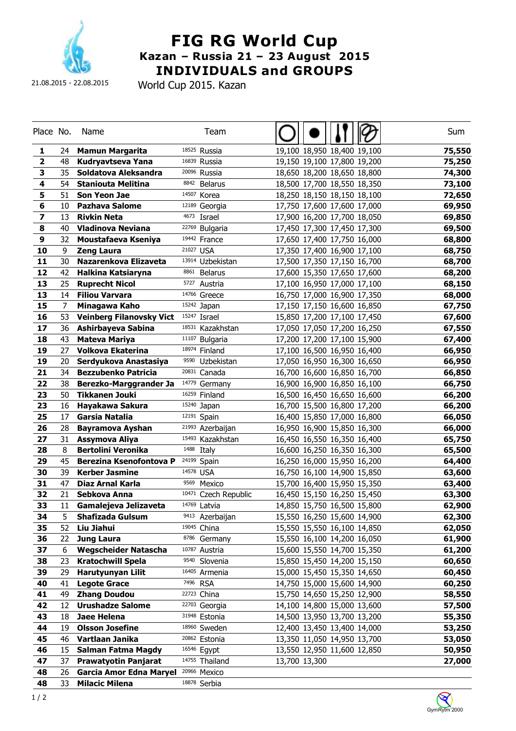# FIG RG World Cup

## Kazan – Russia 21 – 23 August 2015

## INDIVIDUALS and GROUPS

21.08.2015 - 22.08.2015

World Cup 2015. Kazan

| Place | No. | Name | Team | Hoop | Ball | Clubs | Ribbon | Sum |
|---|---|---|---|---|---|---|---|---|
| **1** | 24 | **Mamun Margarita** | 18525 Russia | 19,100 | 18,950 | 18,400 | 19,100 | **75,550** |
| **2** | 48 | **Kudryavtseva Yana** | 16839 Russia | 19,150 | 19,100 | 17,800 | 19,200 | **75,250** |
| **3** | 35 | **Soldatova Aleksandra** | 20096 Russia | 18,650 | 18,200 | 18,650 | 18,800 | **74,300** |
| **4** | 54 | **Staniouta Melitina** | 8842 Belarus | 18,500 | 17,700 | 18,550 | 18,350 | **73,100** |
| **5** | 51 | **Son Yeon Jae** | 14507 Korea | 18,250 | 18,150 | 18,150 | 18,100 | **72,650** |
| **6** | 10 | **Pazhava Salome** | 12189 Georgia | 17,750 | 17,600 | 17,600 | 17,000 | **69,950** |
| **7** | 13 | **Rivkin Neta** | 4673 Israel | 17,900 | 16,200 | 17,700 | 18,050 | **69,850** |
| **8** | 40 | **Vladinova Neviana** | 22769 Bulgaria | 17,450 | 17,300 | 17,450 | 17,300 | **69,500** |
| **9** | 32 | **Moustafaeva Kseniya** | 19442 France | 17,650 | 17,400 | 17,750 | 16,000 | **68,800** |
| **10** | 9 | **Zeng Laura** | 21027 USA | 17,350 | 17,400 | 16,900 | 17,100 | **68,750** |
| **11** | 30 | **Nazarenkova Elizaveta** | 13914 Uzbekistan | 17,500 | 17,350 | 17,150 | 16,700 | **68,700** |
| **12** | 42 | **Halkina Katsiaryna** | 8861 Belarus | 17,600 | 15,350 | 17,650 | 17,600 | **68,200** |
| **13** | 25 | **Ruprecht Nicol** | 5727 Austria | 17,100 | 16,950 | 17,000 | 17,100 | **68,150** |
| **13** | 14 | **Filiou Varvara** | 14766 Greece | 16,750 | 17,000 | 16,900 | 17,350 | **68,000** |
| **15** | 7 | **Minagawa Kaho** | 15242 Japan | 17,150 | 17,150 | 16,600 | 16,850 | **67,750** |
| **16** | 53 | **Veinberg Filanovsky Vict** | 15247 Israel | 15,850 | 17,200 | 17,100 | 17,450 | **67,600** |
| **17** | 36 | **Ashirbayeva Sabina** | 18531 Kazakhstan | 17,050 | 17,050 | 17,200 | 16,250 | **67,550** |
| **18** | 43 | **Mateva Mariya** | 11107 Bulgaria | 17,200 | 17,200 | 17,100 | 15,900 | **67,400** |
| **19** | 27 | **Volkova Ekaterina** | 18974 Finland | 17,100 | 16,500 | 16,950 | 16,400 | **66,950** |
| **19** | 20 | **Serdyukova Anastasiya** | 9590 Uzbekistan | 17,050 | 16,950 | 16,300 | 16,650 | **66,950** |
| **21** | 34 | **Bezzubenko Patricia** | 20831 Canada | 16,700 | 16,600 | 16,850 | 16,700 | **66,850** |
| **22** | 38 | **Berezko-Marggrander Ja** | 14779 Germany | 16,900 | 16,900 | 16,850 | 16,100 | **66,750** |
| **23** | 50 | **Tikkanen Jouki** | 16259 Finland | 16,500 | 16,450 | 16,650 | 16,600 | **66,200** |
| **23** | 16 | **Hayakawa Sakura** | 15240 Japan | 16,700 | 15,500 | 16,800 | 17,200 | **66,200** |
| **25** | 17 | **Garsia Natalia** | 12191 Spain | 16,400 | 15,850 | 17,000 | 16,800 | **66,050** |
| **26** | 28 | **Bayramova Ayshan** | 21993 Azerbaijan | 16,950 | 16,900 | 15,850 | 16,300 | **66,000** |
| **27** | 31 | **Assymova Aliya** | 15493 Kazakhstan | 16,450 | 16,550 | 16,350 | 16,400 | **65,750** |
| **28** | 8 | **Bertolini Veronika** | 1488 Italy | 16,600 | 16,250 | 16,350 | 16,300 | **65,500** |
| **29** | 45 | **Berezina Ksenofontova P** | 24199 Spain | 16,250 | 16,000 | 15,950 | 16,200 | **64,400** |
| **30** | 39 | **Kerber Jasmine** | 14578 USA | 16,750 | 16,100 | 14,900 | 15,850 | **63,600** |
| **31** | 47 | **Diaz Arnal Karla** | 9569 Mexico | 15,700 | 16,400 | 15,950 | 15,350 | **63,400** |
| **32** | 21 | **Sebkova Anna** | 10471 Czech Republic | 16,450 | 15,150 | 16,250 | 15,450 | **63,300** |
| **33** | 11 | **Gamalejeva Jelizaveta** | 14769 Latvia | 14,850 | 15,750 | 16,500 | 15,800 | **62,900** |
| **34** | 5 | **Shafizada Gulsum** | 9413 Azerbaijan | 15,550 | 16,250 | 15,600 | 14,900 | **62,300** |
| **35** | 52 | **Liu Jiahui** | 19045 China | 15,550 | 15,550 | 16,100 | 14,850 | **62,050** |
| **36** | 22 | **Jung Laura** | 8786 Germany | 15,550 | 16,100 | 14,200 | 16,050 | **61,900** |
| **37** | 6 | **Wegscheider Natascha** | 10787 Austria | 15,600 | 15,550 | 14,700 | 15,350 | **61,200** |
| **38** | 23 | **Kratochwill Spela** | 9540 Slovenia | 15,850 | 15,450 | 14,200 | 15,150 | **60,650** |
| **39** | 29 | **Harutyunyan Lilit** | 16405 Armenia | 15,000 | 15,450 | 15,350 | 14,650 | **60,450** |
| **40** | 41 | **Legote Grace** | 7496 RSA | 14,750 | 15,000 | 15,600 | 14,900 | **60,250** |
| **41** | 49 | **Zhang Doudou** | 22723 China | 15,750 | 14,650 | 15,250 | 12,900 | **58,550** |
| **42** | 12 | **Urushadze Salome** | 22703 Georgia | 14,100 | 14,800 | 15,000 | 13,600 | **57,500** |
| **43** | 18 | **Jaee Helena** | 31948 Estonia | 14,500 | 13,950 | 13,700 | 13,200 | **55,350** |
| **44** | 19 | **Olsson Josefine** | 18960 Sweden | 12,400 | 13,450 | 13,400 | 14,000 | **53,250** |
| **45** | 46 | **Vartlaan Janika** | 20862 Estonia | 13,350 | 11,050 | 14,950 | 13,700 | **53,050** |
| **46** | 15 | **Salman Fatma Magdy** | 16546 Egypt | 13,550 | 12,950 | 11,600 | 12,850 | **50,950** |
| **47** | 37 | **Prawatyotin Panjarat** | 14755 Thailand | 13,700 | 13,300 | | | **27,000** |
| **48** | 26 | **Garcia Amor Edna Maryel** | 20966 Mexico | | | | | |
| **48** | 33 | **Milacic Milena** | 18878 Serbia | | | | | |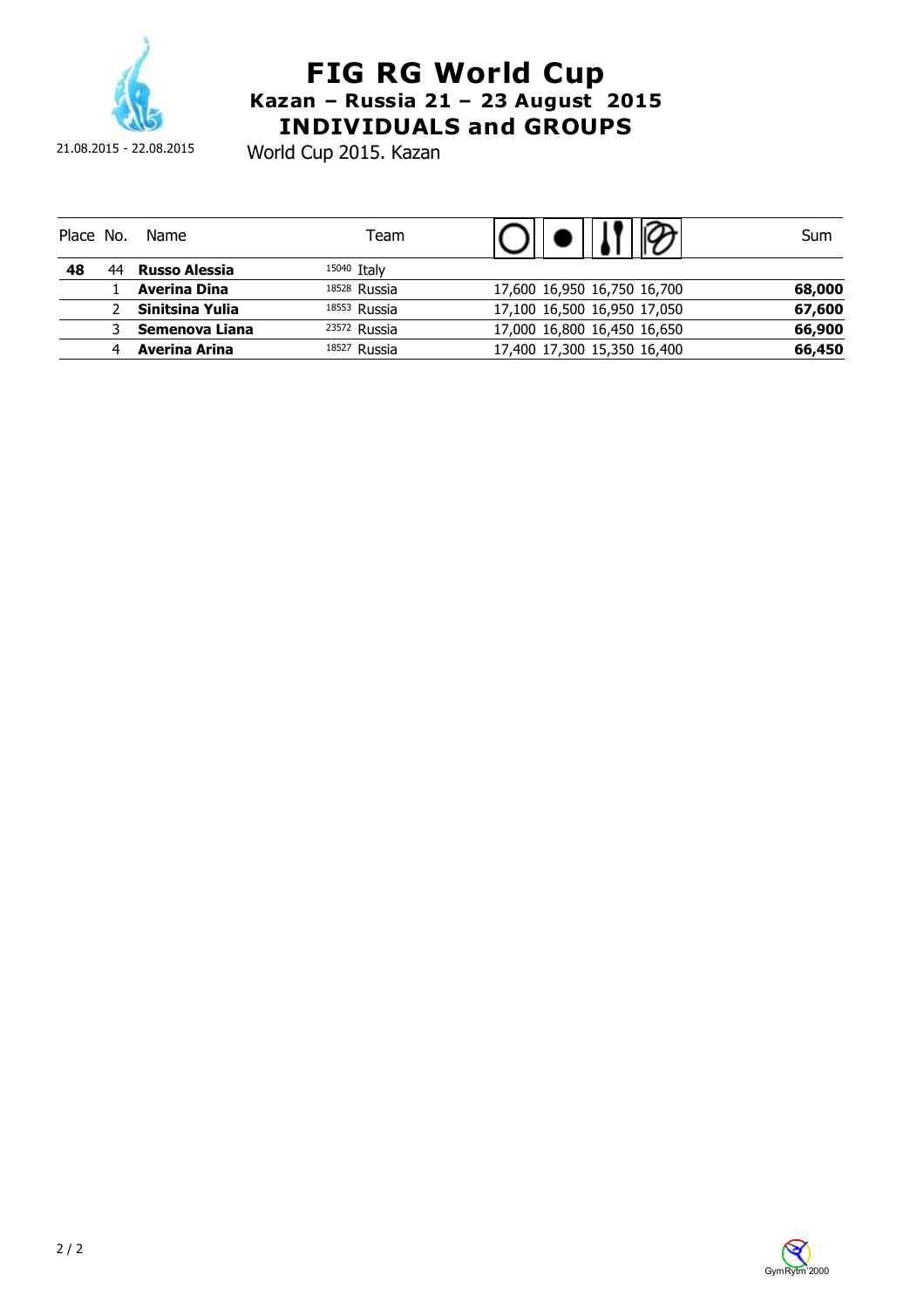# FIG RG World Cup

## Kazan – Russia 21 – 23 August 2015

## INDIVIDUALS and GROUPS

21.08.2015 - 22.08.2015

World Cup 2015. Kazan

| Place | No. | Name | Team | Hoop | Ball | Clubs | Ribbon | Sum |
|---|---|---|---|---|---|---|---|---|
| **48** | 44 | **Russo Alessia** | 15040 Italy | | | | | |
| | 1 | **Averina Dina** | 18528 Russia | 17,600 | 16,950 | 16,750 | 16,700 | **68,000** |
| | 2 | **Sinitsina Yulia** | 18553 Russia | 17,100 | 16,500 | 16,950 | 17,050 | **67,600** |
| | 3 | **Semenova Liana** | 23572 Russia | 17,000 | 16,800 | 16,450 | 16,650 | **66,900** |
| | 4 | **Averina Arina** | 18527 Russia | 17,400 | 17,300 | 15,350 | 16,400 | **66,450** |

GymRytm 2000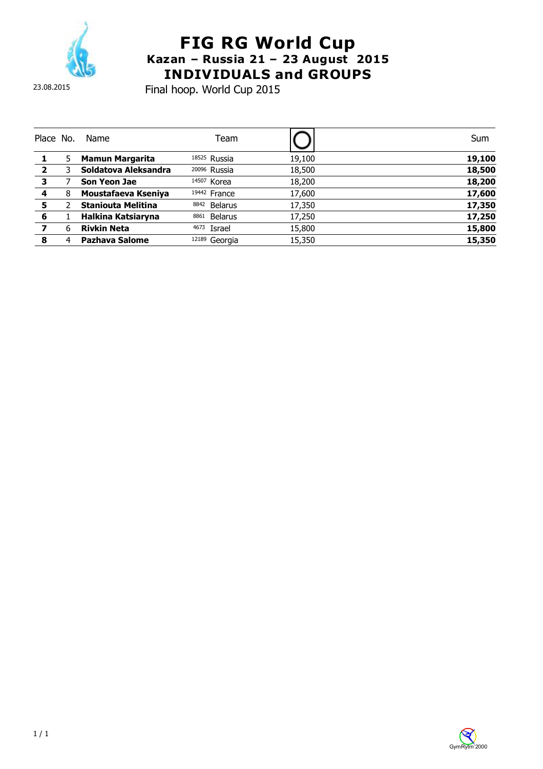# FIG RG World Cup

## Kazan – Russia 21 – 23 August 2015

## INDIVIDUALS and GROUPS

23.08.2015

Final hoop. World Cup 2015

| Place | No. | Name | | Team | Hoop | Sum |
|---|---|---|---|---|---|---|
| **1** | 5 | **Mamun Margarita** | 18525 | Russia | 19,100 | **19,100** |
| **2** | 3 | **Soldatova Aleksandra** | 20096 | Russia | 18,500 | **18,500** |
| **3** | 7 | **Son Yeon Jae** | 14507 | Korea | 18,200 | **18,200** |
| **4** | 8 | **Moustafaeva Kseniya** | 19442 | France | 17,600 | **17,600** |
| **5** | 2 | **Staniouta Melitina** | 8842 | Belarus | 17,350 | **17,350** |
| **6** | 1 | **Halkina Katsiaryna** | 8861 | Belarus | 17,250 | **17,250** |
| **7** | 6 | **Rivkin Neta** | 4673 | Israel | 15,800 | **15,800** |
| **8** | 4 | **Pazhava Salome** | 12189 | Georgia | 15,350 | **15,350** |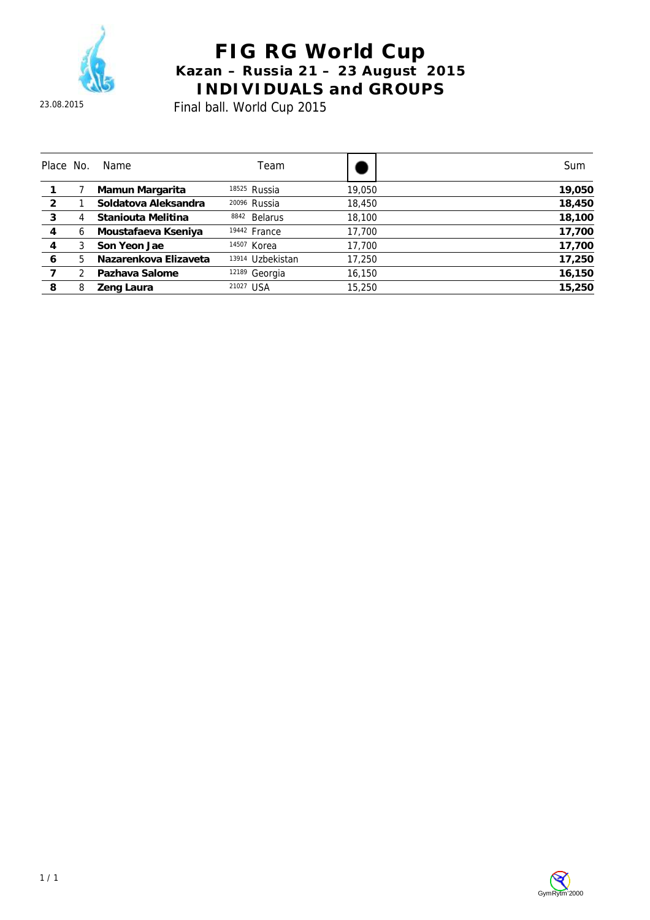# FIG RG World Cup

## Kazan – Russia 21 – 23 August 2015

## INDIVIDUALS and GROUPS

23.08.2015

Final ball. World Cup 2015

| Place | No. | Name | | Team | ● | Sum |
|---|---|---|---|---|---|---|
| **1** | 7 | **Mamun Margarita** | 18525 | Russia | 19,050 | **19,050** |
| **2** | 1 | **Soldatova Aleksandra** | 20096 | Russia | 18,450 | **18,450** |
| **3** | 4 | **Staniouta Melitina** | 8842 | Belarus | 18,100 | **18,100** |
| **4** | 6 | **Moustafaeva Kseniya** | 19442 | France | 17,700 | **17,700** |
| **4** | 3 | **Son Yeon Jae** | 14507 | Korea | 17,700 | **17,700** |
| **6** | 5 | **Nazarenkova Elizaveta** | 13914 | Uzbekistan | 17,250 | **17,250** |
| **7** | 2 | **Pazhava Salome** | 12189 | Georgia | 16,150 | **16,150** |
| **8** | 8 | **Zeng Laura** | 21027 | USA | 15,250 | **15,250** |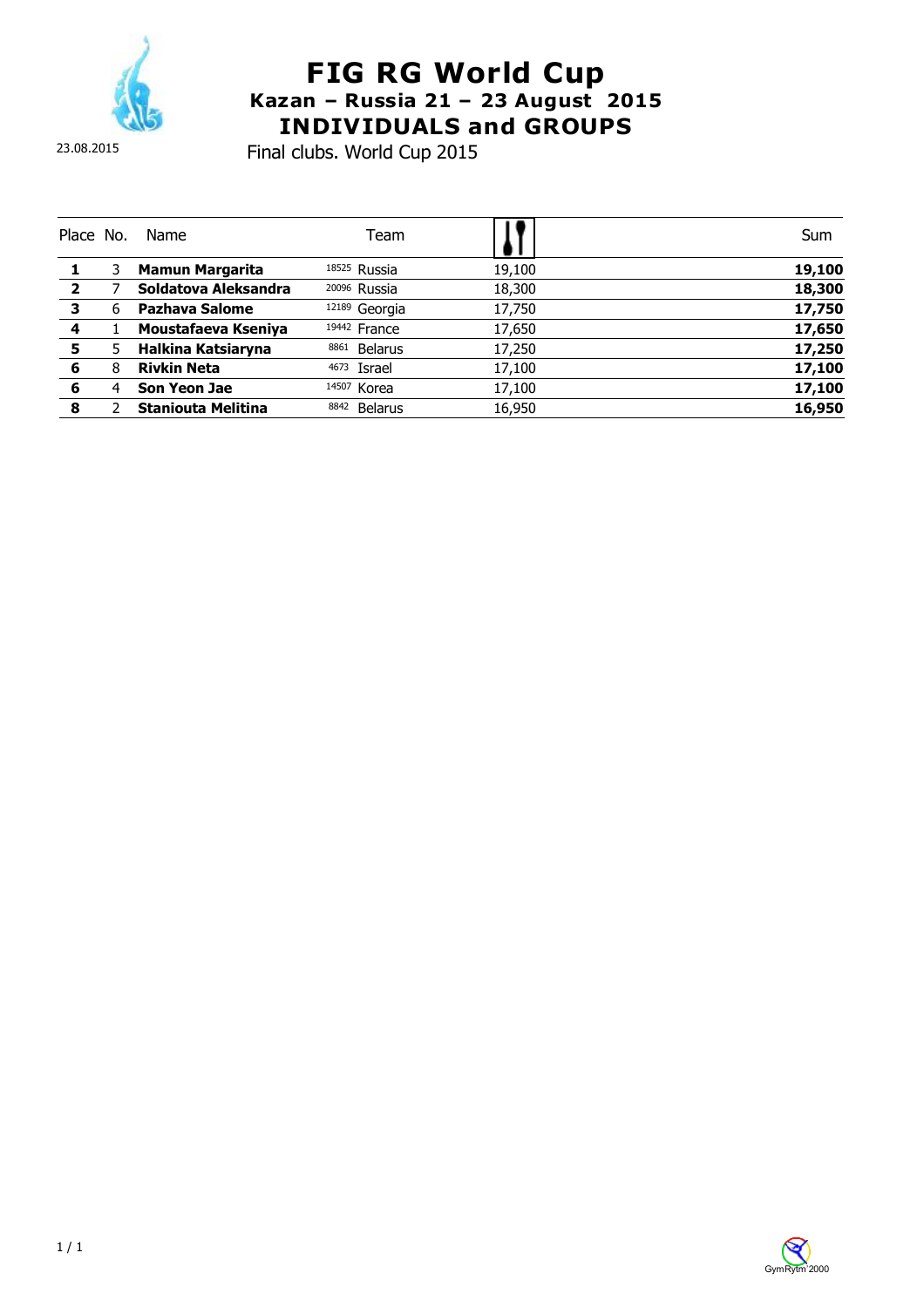# FIG RG World Cup

## Kazan – Russia 21 – 23 August 2015

## INDIVIDUALS and GROUPS

23.08.2015

Final clubs. World Cup 2015

| Place | No. | Name | Team | Clubs | Sum |
|---|---|---|---|---|---|
| **1** | 3 | **Mamun Margarita** | 18525 Russia | 19,100 | **19,100** |
| **2** | 7 | **Soldatova Aleksandra** | 20096 Russia | 18,300 | **18,300** |
| **3** | 6 | **Pazhava Salome** | 12189 Georgia | 17,750 | **17,750** |
| **4** | 1 | **Moustafaeva Kseniya** | 19442 France | 17,650 | **17,650** |
| **5** | 5 | **Halkina Katsiaryna** | 8861 Belarus | 17,250 | **17,250** |
| **6** | 8 | **Rivkin Neta** | 4673 Israel | 17,100 | **17,100** |
| **6** | 4 | **Son Yeon Jae** | 14507 Korea | 17,100 | **17,100** |
| **8** | 2 | **Staniouta Melitina** | 8842 Belarus | 16,950 | **16,950** |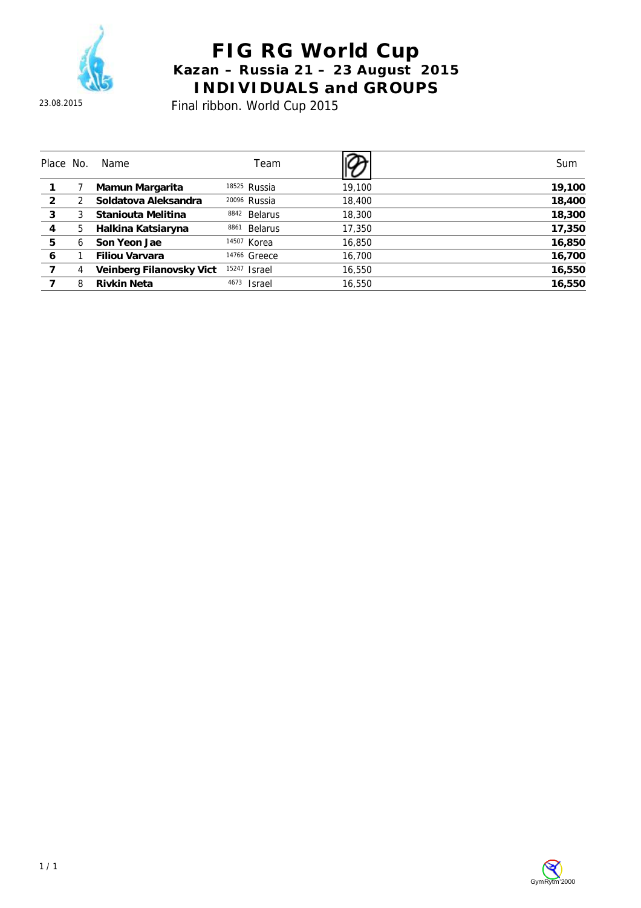# FIG RG World Cup

## Kazan – Russia 21 – 23 August 2015

## INDIVIDUALS and GROUPS

23.08.2015

Final ribbon. World Cup 2015

| Place | No. | Name | | Team | Ribbon | Sum |
|---|---|---|---|---|---|---|
| **1** | 7 | **Mamun Margarita** | 18525 | Russia | 19,100 | **19,100** |
| **2** | 2 | **Soldatova Aleksandra** | 20096 | Russia | 18,400 | **18,400** |
| **3** | 3 | **Staniouta Melitina** | 8842 | Belarus | 18,300 | **18,300** |
| **4** | 5 | **Halkina Katsiaryna** | 8861 | Belarus | 17,350 | **17,350** |
| **5** | 6 | **Son Yeon Jae** | 14507 | Korea | 16,850 | **16,850** |
| **6** | 1 | **Filiou Varvara** | 14766 | Greece | 16,700 | **16,700** |
| **7** | 4 | **Veinberg Filanovsky Vict** | 15247 | Israel | 16,550 | **16,550** |
| **7** | 8 | **Rivkin Neta** | 4673 | Israel | 16,550 | **16,550** |

GymRytm 2000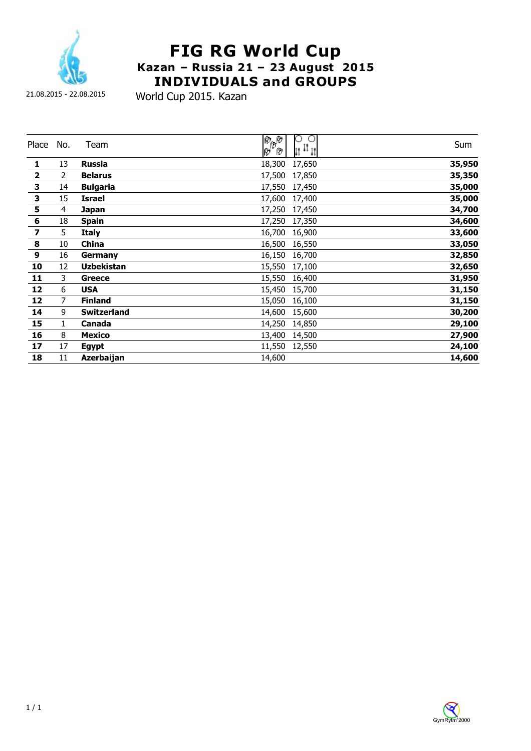# FIG RG World Cup

## Kazan – Russia 21 – 23 August 2015

## INDIVIDUALS and GROUPS

21.08.2015 - 22.08.2015

World Cup 2015. Kazan

| Place | No. | Team | Clubs | Hoops/Clubs | Sum |
|---|---|---|---|---|---|
| **1** | 13 | **Russia** | 18,300 | 17,650 | **35,950** |
| **2** | 2 | **Belarus** | 17,500 | 17,850 | **35,350** |
| **3** | 14 | **Bulgaria** | 17,550 | 17,450 | **35,000** |
| **3** | 15 | **Israel** | 17,600 | 17,400 | **35,000** |
| **5** | 4 | **Japan** | 17,250 | 17,450 | **34,700** |
| **6** | 18 | **Spain** | 17,250 | 17,350 | **34,600** |
| **7** | 5 | **Italy** | 16,700 | 16,900 | **33,600** |
| **8** | 10 | **China** | 16,500 | 16,550 | **33,050** |
| **9** | 16 | **Germany** | 16,150 | 16,700 | **32,850** |
| **10** | 12 | **Uzbekistan** | 15,550 | 17,100 | **32,650** |
| **11** | 3 | **Greece** | 15,550 | 16,400 | **31,950** |
| **12** | 6 | **USA** | 15,450 | 15,700 | **31,150** |
| **12** | 7 | **Finland** | 15,050 | 16,100 | **31,150** |
| **14** | 9 | **Switzerland** | 14,600 | 15,600 | **30,200** |
| **15** | 1 | **Canada** | 14,250 | 14,850 | **29,100** |
| **16** | 8 | **Mexico** | 13,400 | 14,500 | **27,900** |
| **17** | 17 | **Egypt** | 11,550 | 12,550 | **24,100** |
| **18** | 11 | **Azerbaijan** | 14,600 | | **14,600** |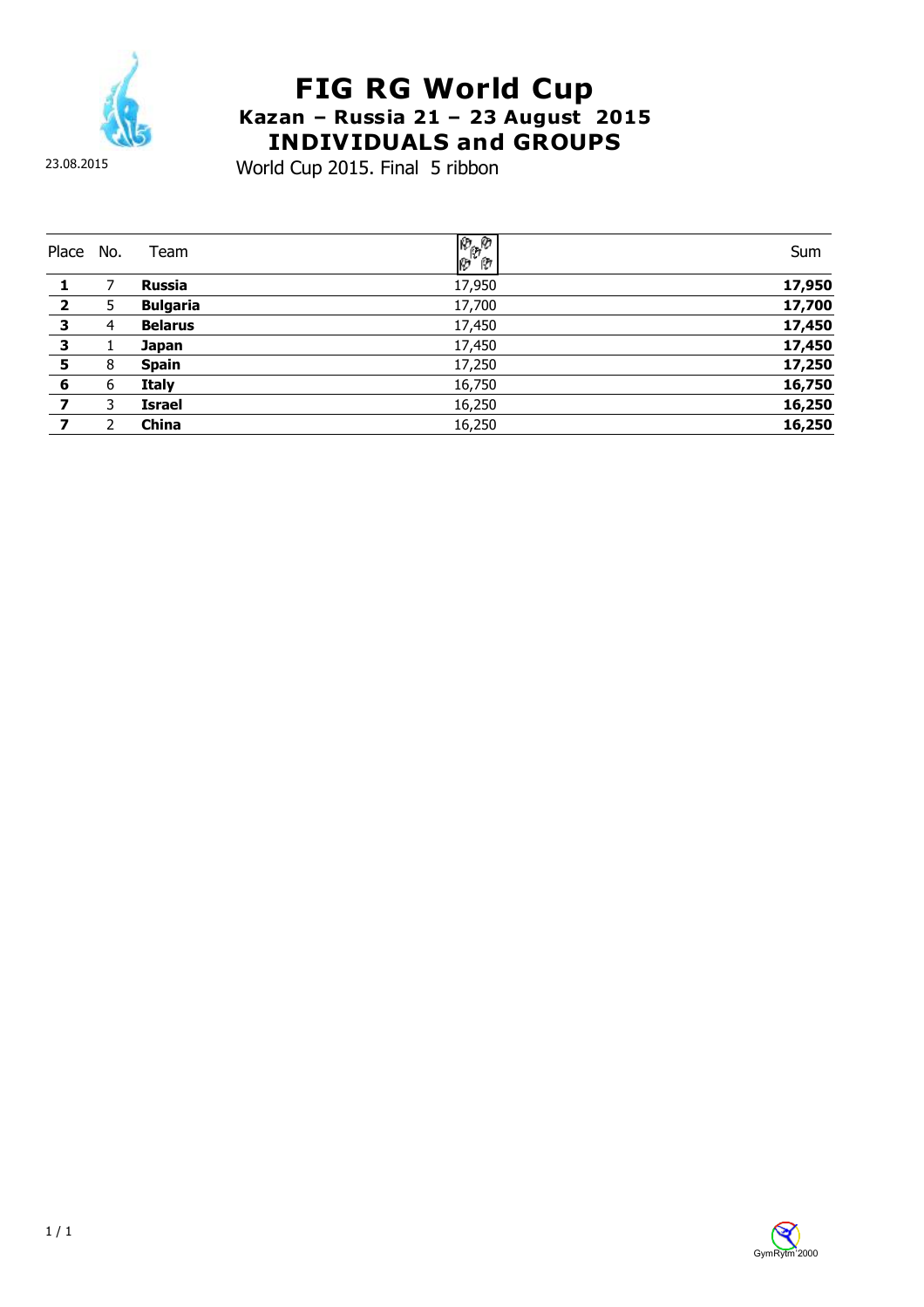# FIG RG World Cup

## Kazan – Russia 21 – 23 August 2015

## INDIVIDUALS and GROUPS

23.08.2015

World Cup 2015. Final 5 ribbon

| Place | No. | Team | | Sum |
|---|---|---|---|---|
| **1** | 7 | **Russia** | 17,950 | **17,950** |
| **2** | 5 | **Bulgaria** | 17,700 | **17,700** |
| **3** | 4 | **Belarus** | 17,450 | **17,450** |
| **3** | 1 | **Japan** | 17,450 | **17,450** |
| **5** | 8 | **Spain** | 17,250 | **17,250** |
| **6** | 6 | **Italy** | 16,750 | **16,750** |
| **7** | 3 | **Israel** | 16,250 | **16,250** |
| **7** | 2 | **China** | 16,250 | **16,250** |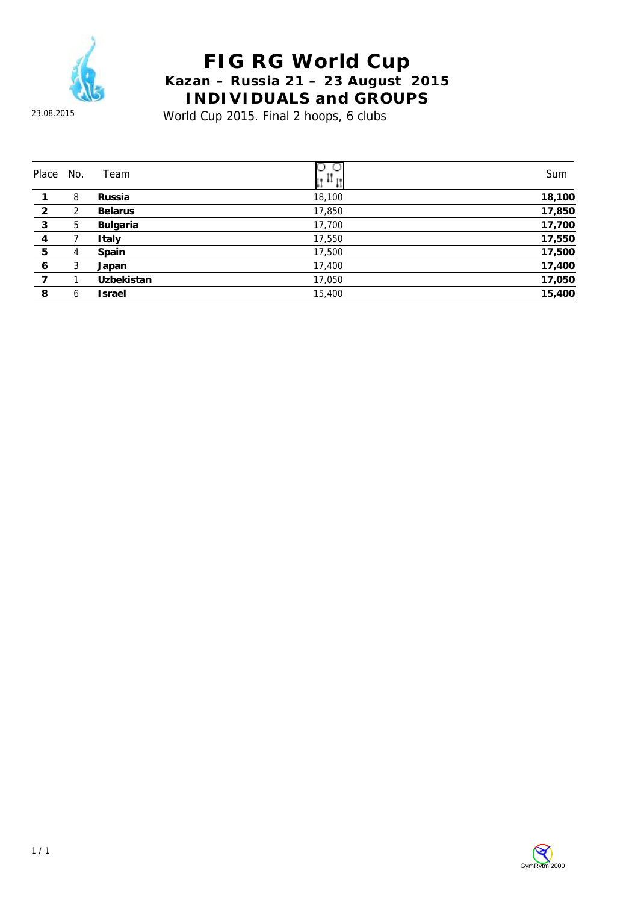# FIG RG World Cup

## Kazan – Russia 21 – 23 August 2015

## INDIVIDUALS and GROUPS

23.08.2015

World Cup 2015. Final 2 hoops, 6 clubs

| Place | No. | Team | | Sum |
|---|---|---|---|---|
| **1** | 8 | **Russia** | 18,100 | **18,100** |
| **2** | 2 | **Belarus** | 17,850 | **17,850** |
| **3** | 5 | **Bulgaria** | 17,700 | **17,700** |
| **4** | 7 | **Italy** | 17,550 | **17,550** |
| **5** | 4 | **Spain** | 17,500 | **17,500** |
| **6** | 3 | **Japan** | 17,400 | **17,400** |
| **7** | 1 | **Uzbekistan** | 17,050 | **17,050** |
| **8** | 6 | **Israel** | 15,400 | **15,400** |

GymRytm 2000